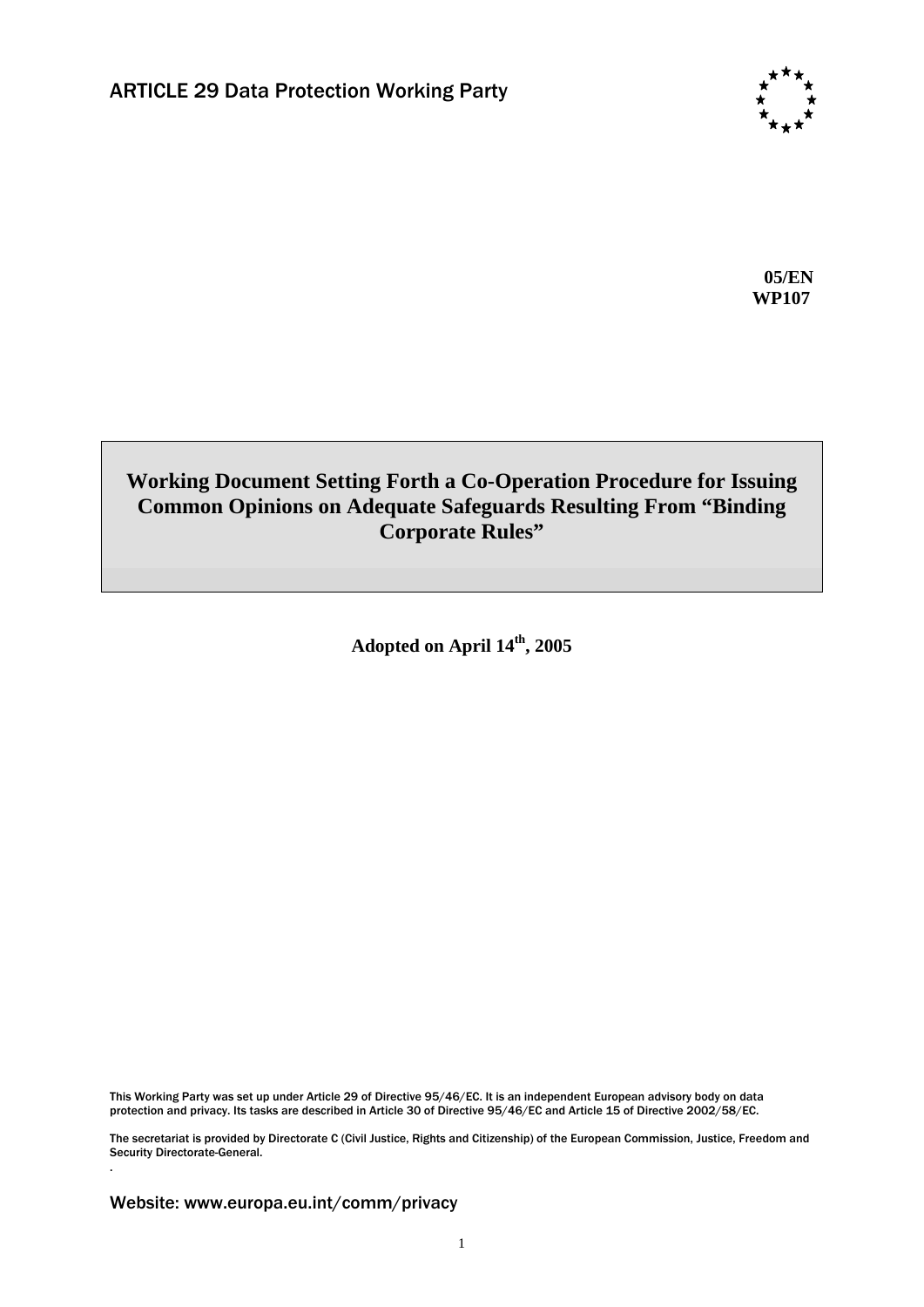ARTICLE 29 Data Protection Working Party

**05/EN**
**WP107**

# Working Document Setting Forth a Co-Operation Procedure for Issuing Common Opinions on Adequate Safeguards Resulting From "Binding Corporate Rules"

**Adopted on April 14th, 2005**

This Working Party was set up under Article 29 of Directive 95/46/EC. It is an independent European advisory body on data protection and privacy. Its tasks are described in Article 30 of Directive 95/46/EC and Article 15 of Directive 2002/58/EC.

The secretariat is provided by Directorate C (Civil Justice, Rights and Citizenship) of the European Commission, Justice, Freedom and Security Directorate-General.

Website: www.europa.eu.int/comm/privacy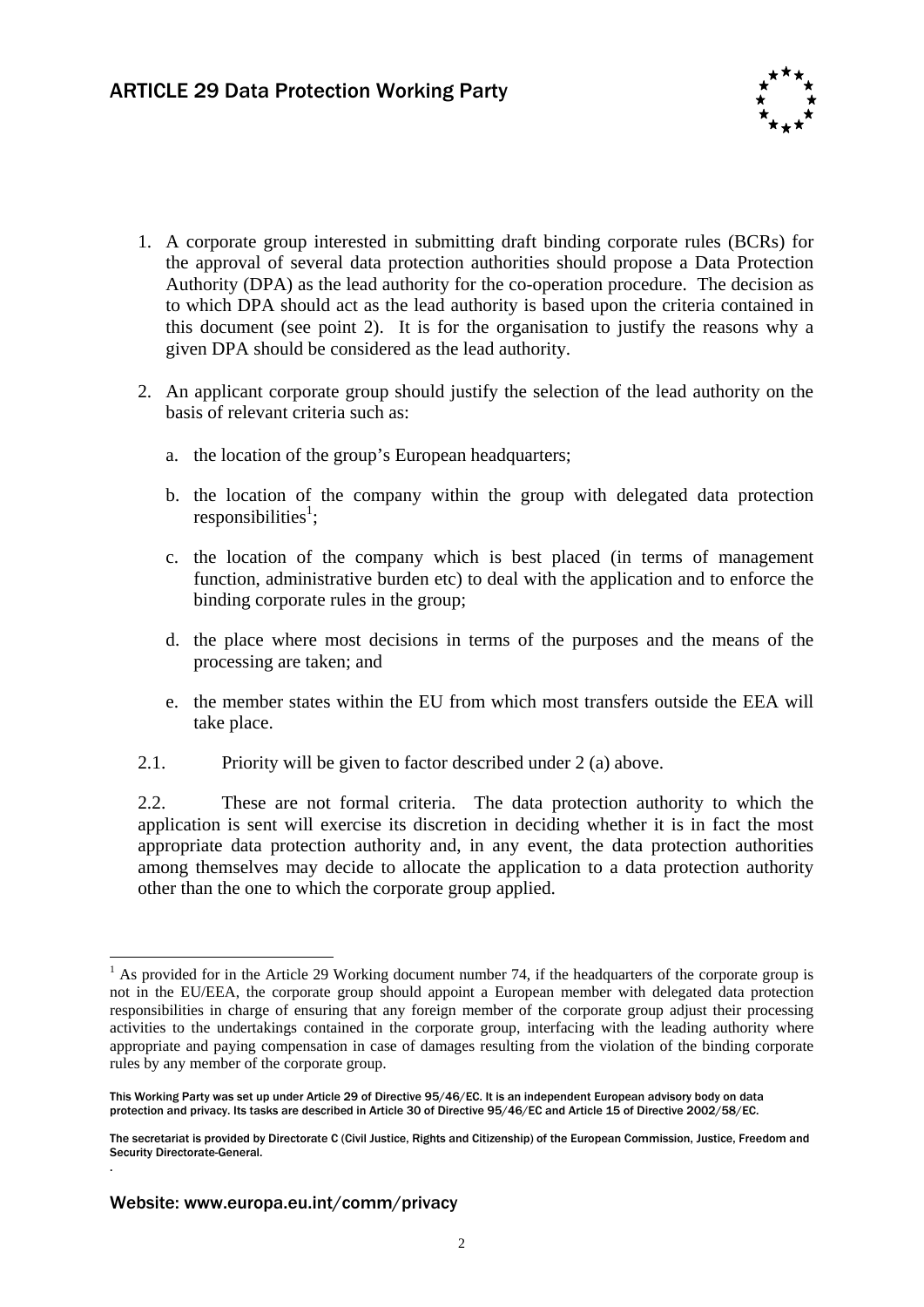1. A corporate group interested in submitting draft binding corporate rules (BCRs) for the approval of several data protection authorities should propose a Data Protection Authority (DPA) as the lead authority for the co-operation procedure. The decision as to which DPA should act as the lead authority is based upon the criteria contained in this document (see point 2). It is for the organisation to justify the reasons why a given DPA should be considered as the lead authority.

2. An applicant corporate group should justify the selection of the lead authority on the basis of relevant criteria such as:

   a. the location of the group's European headquarters;

   b. the location of the company within the group with delegated data protection responsibilities[1];

   c. the location of the company which is best placed (in terms of management function, administrative burden etc) to deal with the application and to enforce the binding corporate rules in the group;

   d. the place where most decisions in terms of the purposes and the means of the processing are taken; and

   e. the member states within the EU from which most transfers outside the EEA will take place.

2.1. Priority will be given to factor described under 2 (a) above.

2.2. These are not formal criteria. The data protection authority to which the application is sent will exercise its discretion in deciding whether it is in fact the most appropriate data protection authority and, in any event, the data protection authorities among themselves may decide to allocate the application to a data protection authority other than the one to which the corporate group applied.

---

[1] As provided for in the Article 29 Working document number 74, if the headquarters of the corporate group is not in the EU/EEA, the corporate group should appoint a European member with delegated data protection responsibilities in charge of ensuring that any foreign member of the corporate group adjust their processing activities to the undertakings contained in the corporate group, interfacing with the leading authority where appropriate and paying compensation in case of damages resulting from the violation of the binding corporate rules by any member of the corporate group.

This Working Party was set up under Article 29 of Directive 95/46/EC. It is an independent European advisory body on data protection and privacy. Its tasks are described in Article 30 of Directive 95/46/EC and Article 15 of Directive 2002/58/EC.

The secretariat is provided by Directorate C (Civil Justice, Rights and Citizenship) of the European Commission, Justice, Freedom and Security Directorate-General.

Website: www.europa.eu.int/comm/privacy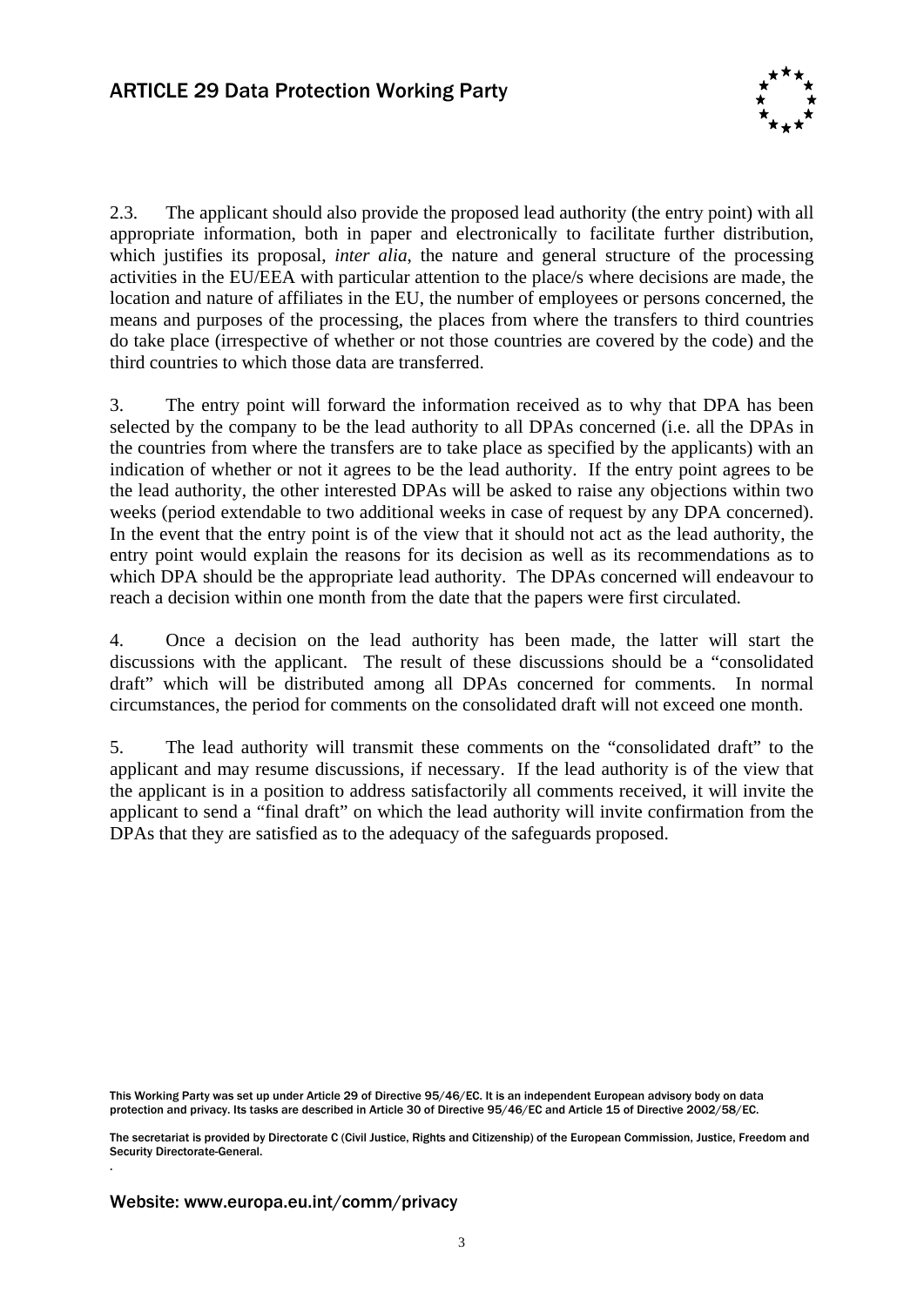2.3. The applicant should also provide the proposed lead authority (the entry point) with all appropriate information, both in paper and electronically to facilitate further distribution, which justifies its proposal, *inter alia*, the nature and general structure of the processing activities in the EU/EEA with particular attention to the place/s where decisions are made, the location and nature of affiliates in the EU, the number of employees or persons concerned, the means and purposes of the processing, the places from where the transfers to third countries do take place (irrespective of whether or not those countries are covered by the code) and the third countries to which those data are transferred.

3. The entry point will forward the information received as to why that DPA has been selected by the company to be the lead authority to all DPAs concerned (i.e. all the DPAs in the countries from where the transfers are to take place as specified by the applicants) with an indication of whether or not it agrees to be the lead authority. If the entry point agrees to be the lead authority, the other interested DPAs will be asked to raise any objections within two weeks (period extendable to two additional weeks in case of request by any DPA concerned). In the event that the entry point is of the view that it should not act as the lead authority, the entry point would explain the reasons for its decision as well as its recommendations as to which DPA should be the appropriate lead authority. The DPAs concerned will endeavour to reach a decision within one month from the date that the papers were first circulated.

4. Once a decision on the lead authority has been made, the latter will start the discussions with the applicant. The result of these discussions should be a "consolidated draft" which will be distributed among all DPAs concerned for comments. In normal circumstances, the period for comments on the consolidated draft will not exceed one month.

5. The lead authority will transmit these comments on the "consolidated draft" to the applicant and may resume discussions, if necessary. If the lead authority is of the view that the applicant is in a position to address satisfactorily all comments received, it will invite the applicant to send a "final draft" on which the lead authority will invite confirmation from the DPAs that they are satisfied as to the adequacy of the safeguards proposed.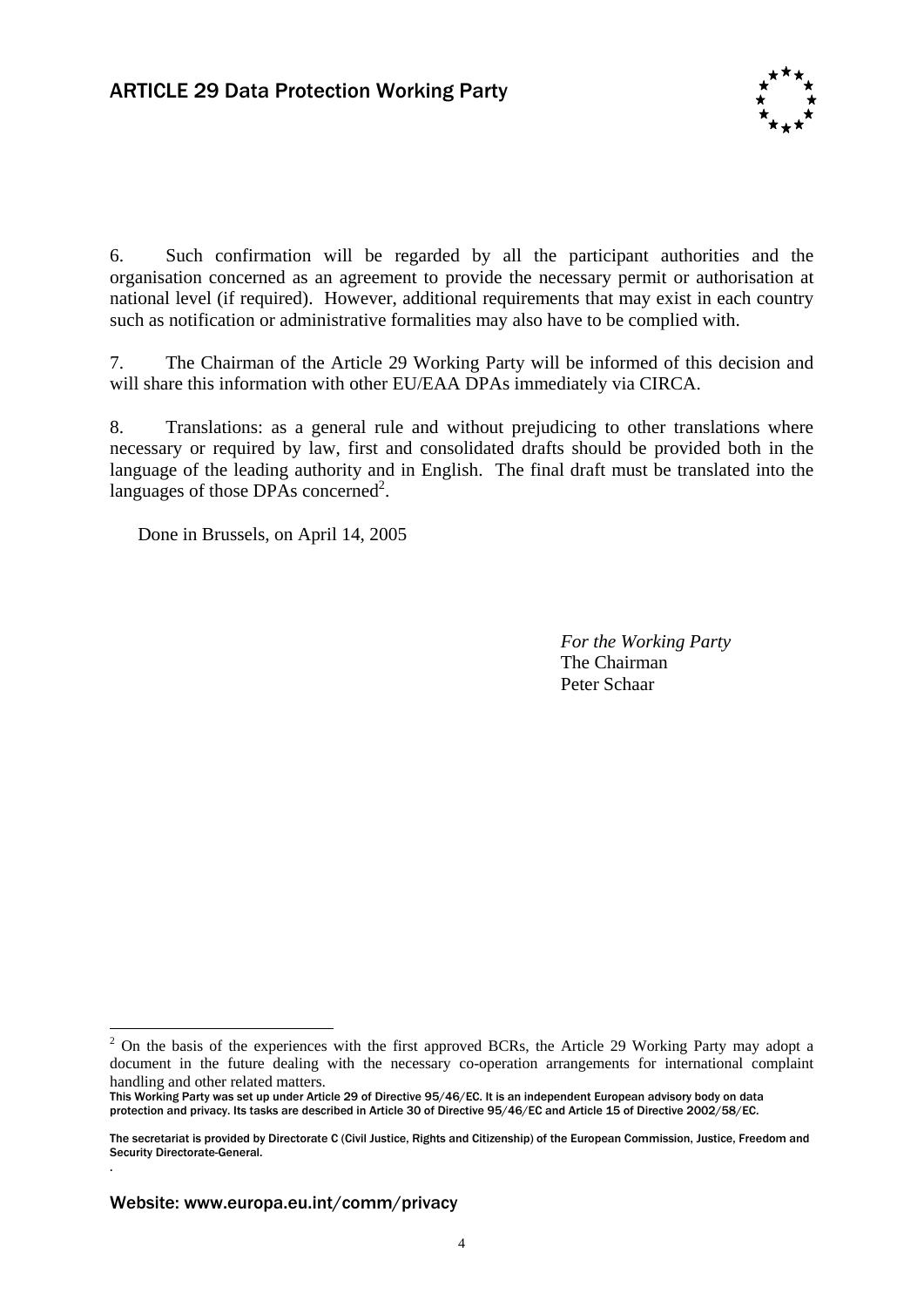6. Such confirmation will be regarded by all the participant authorities and the organisation concerned as an agreement to provide the necessary permit or authorisation at national level (if required). However, additional requirements that may exist in each country such as notification or administrative formalities may also have to be complied with.

7. The Chairman of the Article 29 Working Party will be informed of this decision and will share this information with other EU/EAA DPAs immediately via CIRCA.

8. Translations: as a general rule and without prejudicing to other translations where necessary or required by law, first and consolidated drafts should be provided both in the language of the leading authority and in English. The final draft must be translated into the languages of those DPAs concerned[2].

Done in Brussels, on April 14, 2005

*For the Working Party*
The Chairman
Peter Schaar

[2] On the basis of the experiences with the first approved BCRs, the Article 29 Working Party may adopt a document in the future dealing with the necessary co-operation arrangements for international complaint handling and other related matters.

This Working Party was set up under Article 29 of Directive 95/46/EC. It is an independent European advisory body on data protection and privacy. Its tasks are described in Article 30 of Directive 95/46/EC and Article 15 of Directive 2002/58/EC.

The secretariat is provided by Directorate C (Civil Justice, Rights and Citizenship) of the European Commission, Justice, Freedom and Security Directorate-General.

Website: www.europa.eu.int/comm/privacy